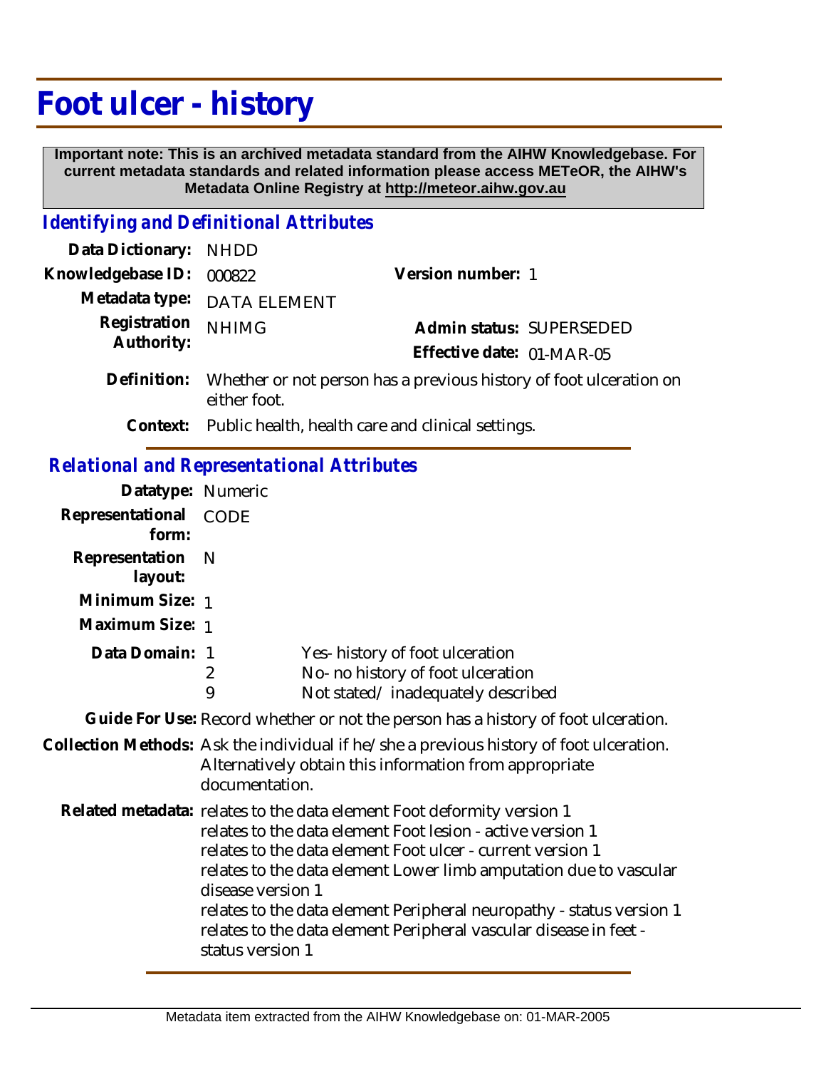# Foot ulcer - history

**Important note: This is an archived metadata standard from the AIHW Knowledgebase. For current metadata standards and related information please access METeOR, the AIHW's Metadata Online Registry at http://meteor.aihw.gov.au**

## *Identifying and Definitional Attributes*

**Data Dictionary:** NHDD

**Knowledgebase ID:** 000822

**Version number:** 1

**Metadata type:** DATA ELEMENT

**Registration Authority:** NHIMG

**Admin status:** SUPERSEDED

**Effective date:** 01-MAR-05

**Definition:** Whether or not person has a previous history of foot ulceration on either foot.

**Context:** Public health, health care and clinical settings.

## *Relational and Representational Attributes*

**Datatype:** Numeric

**Representational form:** CODE

**Representation layout:** N

**Minimum Size:** 1

**Maximum Size:** 1

**Data Domain:**

| | |
|---|---|
| 1 | Yes- history of foot ulceration |
| 2 | No- no history of foot ulceration |
| 9 | Not stated/ inadequately described |

**Guide For Use:** Record whether or not the person has a history of foot ulceration.

**Collection Methods:** Ask the individual if he/she a previous history of foot ulceration. Alternatively obtain this information from appropriate documentation.

**Related metadata:**
relates to the data element Foot deformity version 1
relates to the data element Foot lesion - active version 1
relates to the data element Foot ulcer - current version 1
relates to the data element Lower limb amputation due to vascular disease version 1
relates to the data element Peripheral neuropathy - status version 1
relates to the data element Peripheral vascular disease in feet - status version 1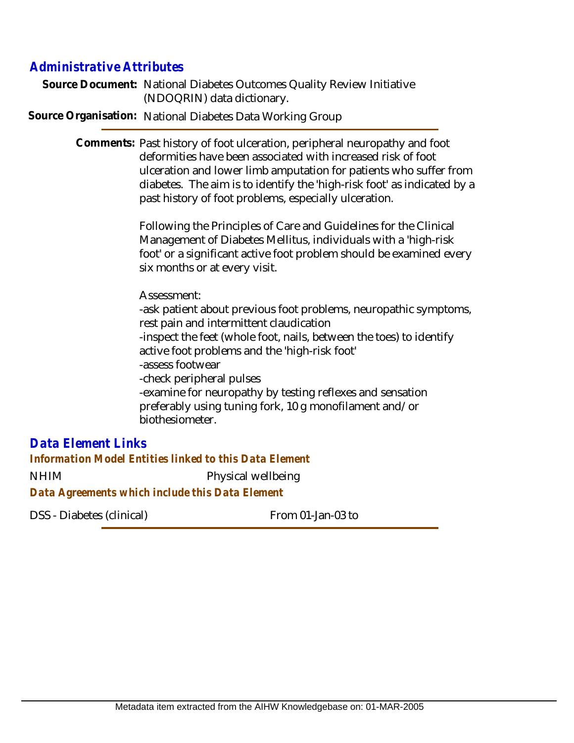## Administrative Attributes

**Source Document:** National Diabetes Outcomes Quality Review Initiative (NDOQRIN) data dictionary.

**Source Organisation:** National Diabetes Data Working Group

**Comments:** Past history of foot ulceration, peripheral neuropathy and foot deformities have been associated with increased risk of foot ulceration and lower limb amputation for patients who suffer from diabetes. The aim is to identify the 'high-risk foot' as indicated by a past history of foot problems, especially ulceration.

Following the Principles of Care and Guidelines for the Clinical Management of Diabetes Mellitus, individuals with a 'high-risk foot' or a significant active foot problem should be examined every six months or at every visit.

Assessment:
-ask patient about previous foot problems, neuropathic symptoms, rest pain and intermittent claudication
-inspect the feet (whole foot, nails, between the toes) to identify active foot problems and the 'high-risk foot'
-assess footwear
-check peripheral pulses
-examine for neuropathy by testing reflexes and sensation preferably using tuning fork, 10 g monofilament and/or biothesiometer.

## Data Element Links

### Information Model Entities linked to this Data Element

| | |
|---|---|
| NHIM | Physical wellbeing |

### Data Agreements which include this Data Element

| | |
|---|---|
| DSS - Diabetes (clinical) | From 01-Jan-03 to |

Metadata item extracted from the AIHW Knowledgebase on: 01-MAR-2005